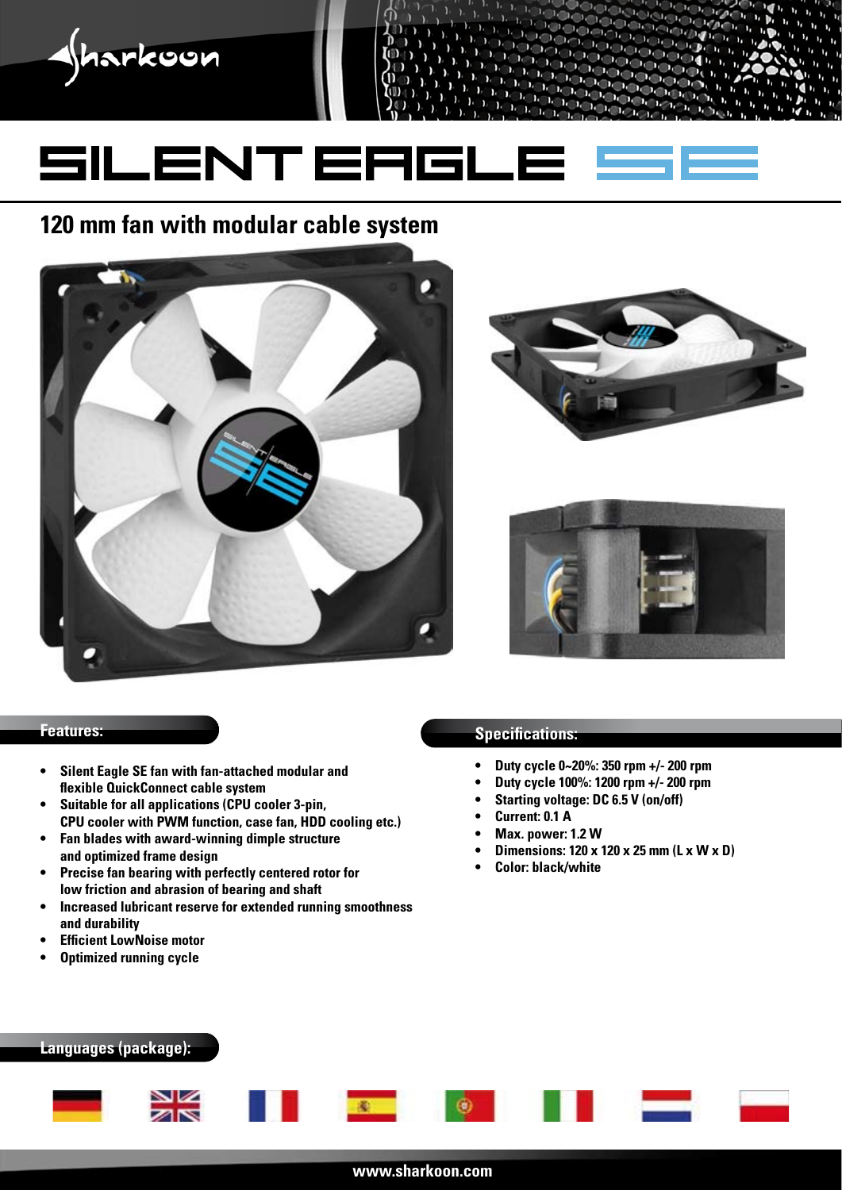# SILENT EAGLE SE

## 120 mm fan with modular cable system

### Features:

- Silent Eagle SE fan with fan-attached modular and flexible QuickConnect cable system
- Suitable for all applications (CPU cooler 3-pin, CPU cooler with PWM function, case fan, HDD cooling etc.)
- Fan blades with award-winning dimple structure and optimized frame design
- Precise fan bearing with perfectly centered rotor for low friction and abrasion of bearing and shaft
- Increased lubricant reserve for extended running smoothness and durability
- Efficient LowNoise motor
- Optimized running cycle

### Specifications:

- Duty cycle 0~20%: 350 rpm +/- 200 rpm
- Duty cycle 100%: 1200 rpm +/- 200 rpm
- Starting voltage: DC 6.5 V (on/off)
- Current: 0.1 A
- Max. power: 1.2 W
- Dimensions: 120 x 120 x 25 mm (L x W x D)
- Color: black/white

### Languages (package):

www.sharkoon.com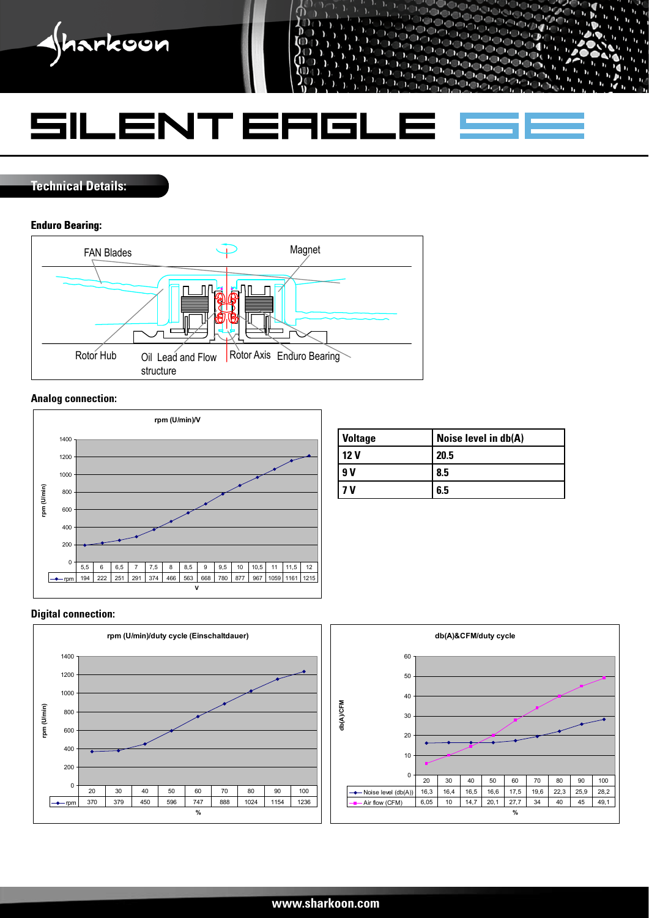# SILENT EAGLE SE

## Technical Details:

### Enduro Bearing:

FAN Blades

Magnet

Rotor Hub

Oil Lead and Flow structure

Rotor Axis

Enduro Bearing

### Analog connection:

**rpm (U/min)/V**

| V | 5,5 | 6 | 6,5 | 7 | 7,5 | 8 | 8,5 | 9 | 9,5 | 10 | 10,5 | 11 | 11,5 | 12 |
|---|---|---|---|---|---|---|---|---|---|---|---|---|---|---|
| rpm | 194 | 222 | 251 | 291 | 374 | 466 | 563 | 668 | 780 | 877 | 967 | 1059 | 1161 | 1215 |

| Voltage | Noise level in db(A) |
|---|---|
| 12 V | 20.5 |
| 9 V | 8.5 |
| 7 V | 6.5 |

### Digital connection:

**rpm (U/min)/duty cycle (Einschaltdauer)**

| % | 20 | 30 | 40 | 50 | 60 | 70 | 80 | 90 | 100 |
|---|---|---|---|---|---|---|---|---|---|
| rpm | 370 | 379 | 450 | 596 | 747 | 888 | 1024 | 1154 | 1236 |

**db(A)&CFM/duty cycle**

| % | 20 | 30 | 40 | 50 | 60 | 70 | 80 | 90 | 100 |
|---|---|---|---|---|---|---|---|---|---|
| Noise level (db(A)) | 16,3 | 16,4 | 16,5 | 16,6 | 17,5 | 19,6 | 22,3 | 25,9 | 28,2 |
| Air flow (CFM) | 6,05 | 10 | 14,7 | 20,1 | 27,7 | 34 | 40 | 45 | 49,1 |

www.sharkoon.com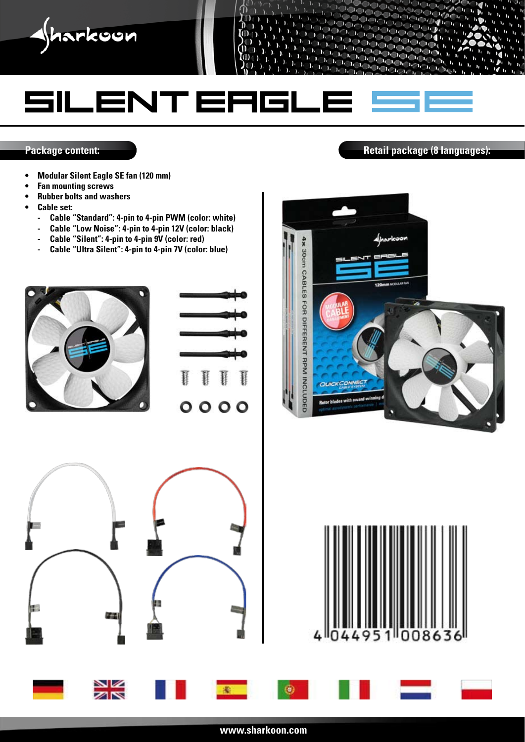# SILENT EAGLE SE

## Package content:

- Modular Silent Eagle SE fan (120 mm)
- Fan mounting screws
- Rubber bolts and washers
- Cable set:
  - Cable "Standard": 4-pin to 4-pin PWM (color: white)
  - Cable "Low Noise": 4-pin to 4-pin 12V (color: black)
  - Cable "Silent": 4-pin to 4-pin 9V (color: red)
  - Cable "Ultra Silent": 4-pin to 4-pin 7V (color: blue)

## Retail package (8 languages):

4 044951 008636

www.sharkoon.com